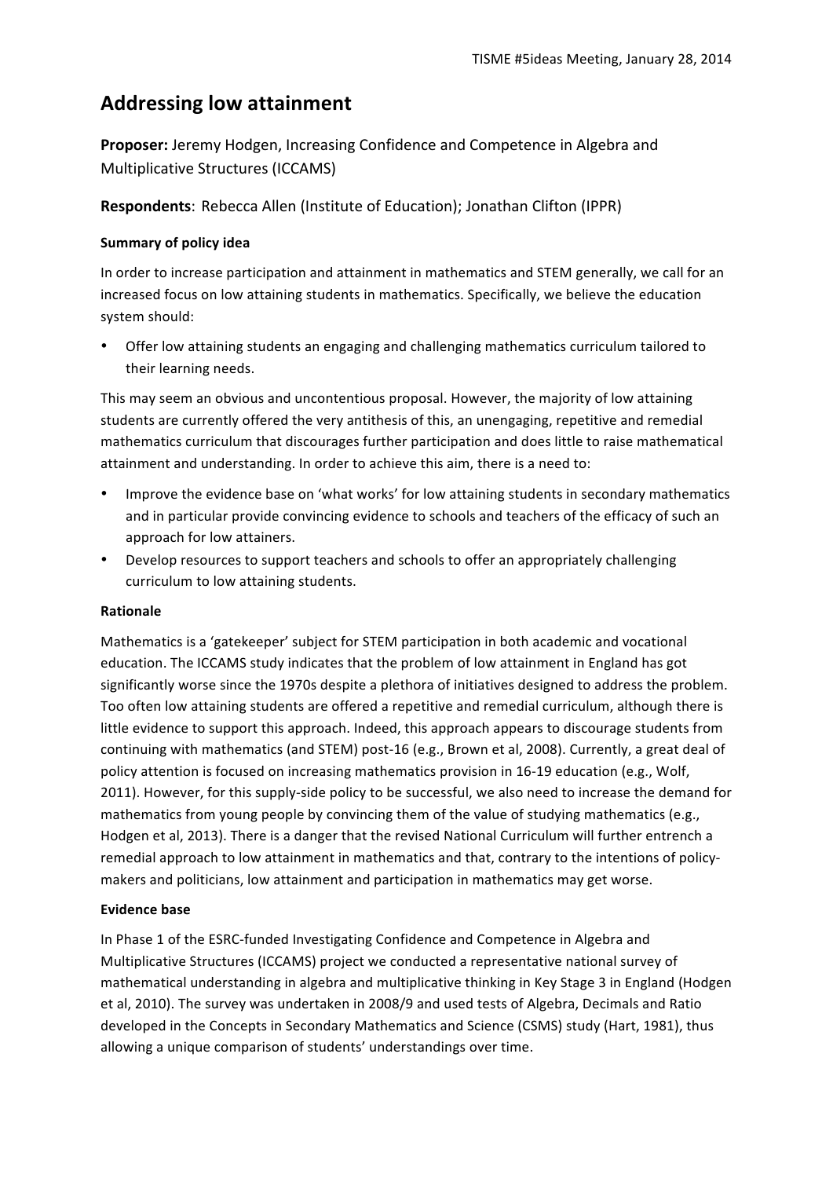# Addressing low attainment

**Proposer:** Jeremy Hodgen, Increasing Confidence and Competence in Algebra and Multiplicative Structures (ICCAMS)

**Respondents**: Rebecca Allen (Institute of Education); Jonathan Clifton (IPPR)

### Summary of policy idea

In order to increase participation and attainment in mathematics and STEM generally, we call for an increased focus on low attaining students in mathematics. Specifically, we believe the education system should:

- Offer low attaining students an engaging and challenging mathematics curriculum tailored to their learning needs.

This may seem an obvious and uncontentious proposal. However, the majority of low attaining students are currently offered the very antithesis of this, an unengaging, repetitive and remedial mathematics curriculum that discourages further participation and does little to raise mathematical attainment and understanding. In order to achieve this aim, there is a need to:

- Improve the evidence base on 'what works' for low attaining students in secondary mathematics and in particular provide convincing evidence to schools and teachers of the efficacy of such an approach for low attainers.
- Develop resources to support teachers and schools to offer an appropriately challenging curriculum to low attaining students.

### Rationale

Mathematics is a 'gatekeeper' subject for STEM participation in both academic and vocational education. The ICCAMS study indicates that the problem of low attainment in England has got significantly worse since the 1970s despite a plethora of initiatives designed to address the problem. Too often low attaining students are offered a repetitive and remedial curriculum, although there is little evidence to support this approach. Indeed, this approach appears to discourage students from continuing with mathematics (and STEM) post-16 (e.g., Brown et al, 2008). Currently, a great deal of policy attention is focused on increasing mathematics provision in 16-19 education (e.g., Wolf, 2011). However, for this supply-side policy to be successful, we also need to increase the demand for mathematics from young people by convincing them of the value of studying mathematics (e.g., Hodgen et al, 2013). There is a danger that the revised National Curriculum will further entrench a remedial approach to low attainment in mathematics and that, contrary to the intentions of policy-makers and politicians, low attainment and participation in mathematics may get worse.

### Evidence base

In Phase 1 of the ESRC-funded Investigating Confidence and Competence in Algebra and Multiplicative Structures (ICCAMS) project we conducted a representative national survey of mathematical understanding in algebra and multiplicative thinking in Key Stage 3 in England (Hodgen et al, 2010). The survey was undertaken in 2008/9 and used tests of Algebra, Decimals and Ratio developed in the Concepts in Secondary Mathematics and Science (CSMS) study (Hart, 1981), thus allowing a unique comparison of students' understandings over time.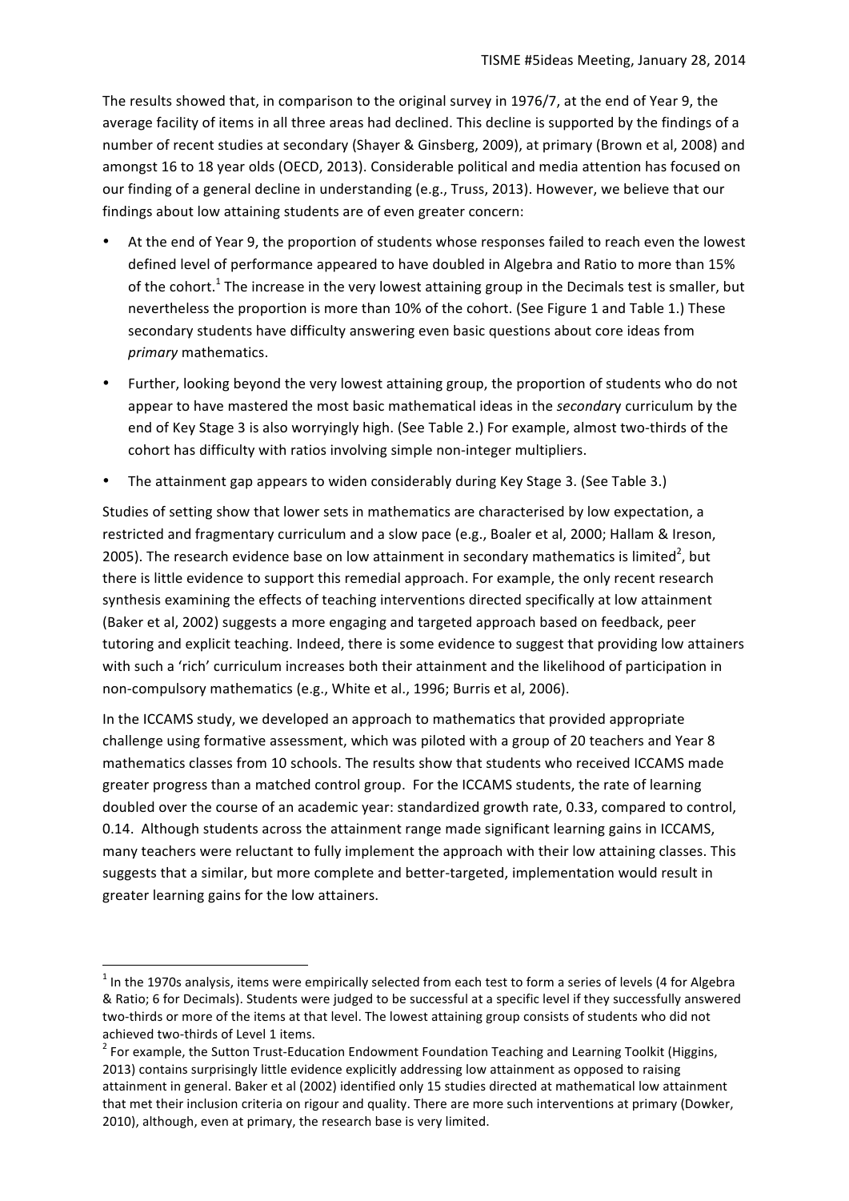The results showed that, in comparison to the original survey in 1976/7, at the end of Year 9, the average facility of items in all three areas had declined. This decline is supported by the findings of a number of recent studies at secondary (Shayer & Ginsberg, 2009), at primary (Brown et al, 2008) and amongst 16 to 18 year olds (OECD, 2013). Considerable political and media attention has focused on our finding of a general decline in understanding (e.g., Truss, 2013). However, we believe that our findings about low attaining students are of even greater concern:

- At the end of Year 9, the proportion of students whose responses failed to reach even the lowest defined level of performance appeared to have doubled in Algebra and Ratio to more than 15% of the cohort.[1] The increase in the very lowest attaining group in the Decimals test is smaller, but nevertheless the proportion is more than 10% of the cohort. (See Figure 1 and Table 1.) These secondary students have difficulty answering even basic questions about core ideas from *primary* mathematics.
- Further, looking beyond the very lowest attaining group, the proportion of students who do not appear to have mastered the most basic mathematical ideas in the *secondar*y curriculum by the end of Key Stage 3 is also worryingly high. (See Table 2.) For example, almost two-thirds of the cohort has difficulty with ratios involving simple non-integer multipliers.
- The attainment gap appears to widen considerably during Key Stage 3. (See Table 3.)

Studies of setting show that lower sets in mathematics are characterised by low expectation, a restricted and fragmentary curriculum and a slow pace (e.g., Boaler et al, 2000; Hallam & Ireson, 2005). The research evidence base on low attainment in secondary mathematics is limited[2], but there is little evidence to support this remedial approach. For example, the only recent research synthesis examining the effects of teaching interventions directed specifically at low attainment (Baker et al, 2002) suggests a more engaging and targeted approach based on feedback, peer tutoring and explicit teaching. Indeed, there is some evidence to suggest that providing low attainers with such a 'rich' curriculum increases both their attainment and the likelihood of participation in non-compulsory mathematics (e.g., White et al., 1996; Burris et al, 2006).

In the ICCAMS study, we developed an approach to mathematics that provided appropriate challenge using formative assessment, which was piloted with a group of 20 teachers and Year 8 mathematics classes from 10 schools. The results show that students who received ICCAMS made greater progress than a matched control group. For the ICCAMS students, the rate of learning doubled over the course of an academic year: standardized growth rate, 0.33, compared to control, 0.14. Although students across the attainment range made significant learning gains in ICCAMS, many teachers were reluctant to fully implement the approach with their low attaining classes. This suggests that a similar, but more complete and better-targeted, implementation would result in greater learning gains for the low attainers.

---

[1] In the 1970s analysis, items were empirically selected from each test to form a series of levels (4 for Algebra & Ratio; 6 for Decimals). Students were judged to be successful at a specific level if they successfully answered two-thirds or more of the items at that level. The lowest attaining group consists of students who did not achieved two-thirds of Level 1 items.

[2] For example, the Sutton Trust-Education Endowment Foundation Teaching and Learning Toolkit (Higgins, 2013) contains surprisingly little evidence explicitly addressing low attainment as opposed to raising attainment in general. Baker et al (2002) identified only 15 studies directed at mathematical low attainment that met their inclusion criteria on rigour and quality. There are more such interventions at primary (Dowker, 2010), although, even at primary, the research base is very limited.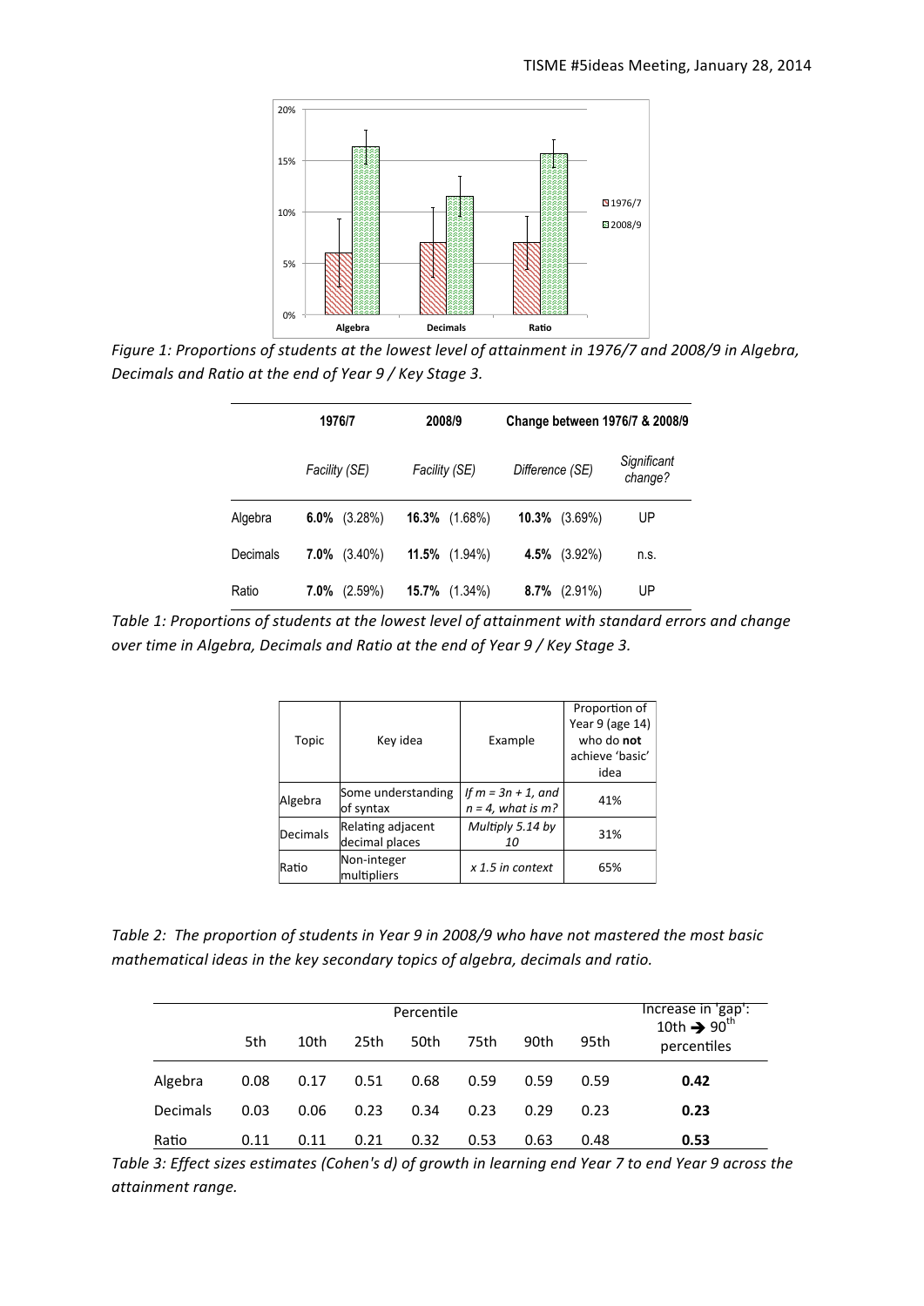Figure 1: Proportions of students at the lowest level of attainment in 1976/7 and 2008/9 in Algebra, Decimals and Ratio at the end of Year 9 / Key Stage 3.

| | 1976/7 | 2008/9 | Change between 1976/7 & 2008/9 | |
|---|---|---|---|---|
| | *Facility (SE)* | *Facility (SE)* | *Difference (SE)* | *Significant change?* |
| Algebra | **6.0%** (3.28%) | **16.3%** (1.68%) | **10.3%** (3.69%) | UP |
| Decimals | **7.0%** (3.40%) | **11.5%** (1.94%) | **4.5%** (3.92%) | n.s. |
| Ratio | **7.0%** (2.59%) | **15.7%** (1.34%) | **8.7%** (2.91%) | UP |

*Table 1: Proportions of students at the lowest level of attainment with standard errors and change over time in Algebra, Decimals and Ratio at the end of Year 9 / Key Stage 3.*

| Topic | Key idea | Example | Proportion of Year 9 (age 14) who do **not** achieve 'basic' idea |
|---|---|---|---|
| Algebra | Some understanding of syntax | *If $m = 3n + 1$, and $n = 4$, what is $m$?* | 41% |
| Decimals | Relating adjacent decimal places | *Multiply 5.14 by 10* | 31% |
| Ratio | Non-integer multipliers | *x 1.5 in context* | 65% |

*Table 2: The proportion of students in Year 9 in 2008/9 who have not mastered the most basic mathematical ideas in the key secondary topics of algebra, decimals and ratio.*

| | Percentile | | | | | | | Increase in 'gap': 10th → 90th percentiles |
|---|---|---|---|---|---|---|---|---|
| | 5th | 10th | 25th | 50th | 75th | 90th | 95th | |
| Algebra | 0.08 | 0.17 | 0.51 | 0.68 | 0.59 | 0.59 | 0.59 | **0.42** |
| Decimals | 0.03 | 0.06 | 0.23 | 0.34 | 0.23 | 0.29 | 0.23 | **0.23** |
| Ratio | 0.11 | 0.11 | 0.21 | 0.32 | 0.53 | 0.63 | 0.48 | **0.53** |

*Table 3: Effect sizes estimates (Cohen's d) of growth in learning end Year 7 to end Year 9 across the attainment range.*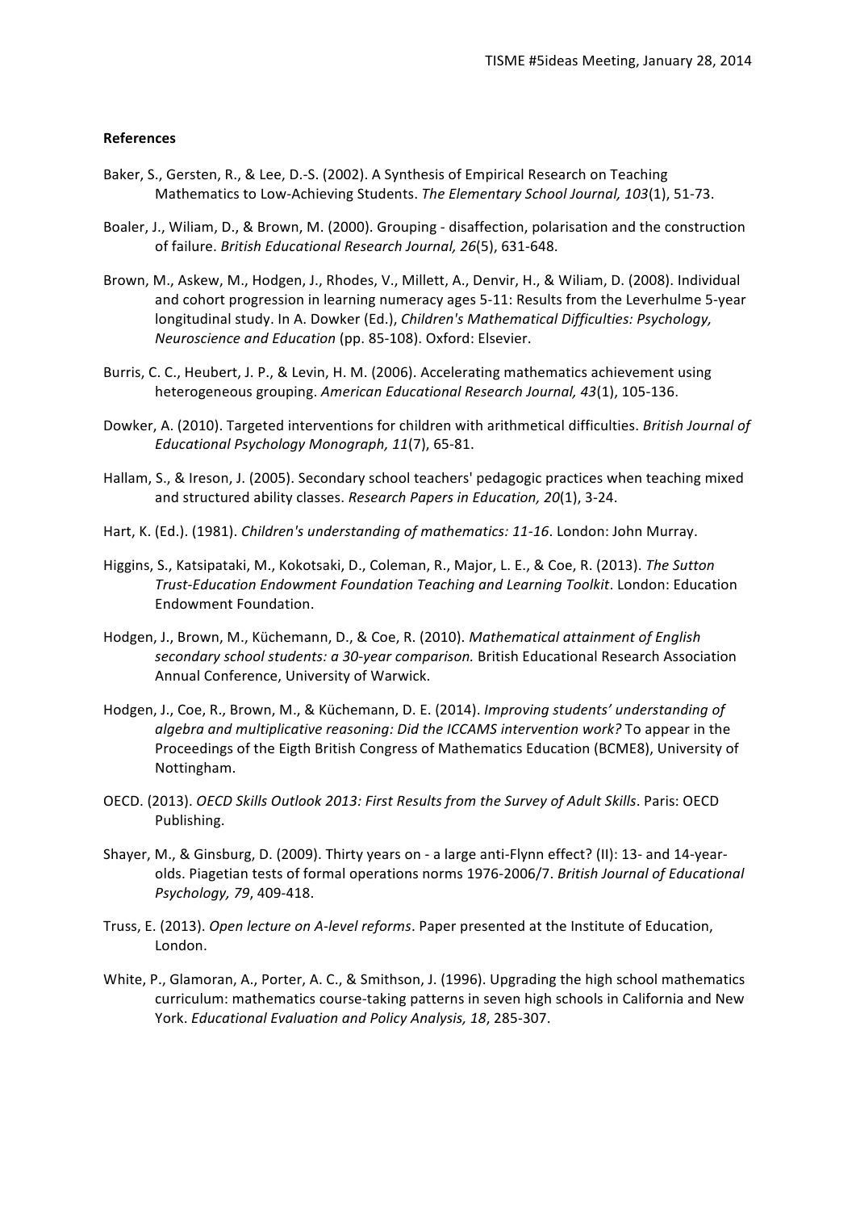**References**

Baker, S., Gersten, R., & Lee, D.-S. (2002). A Synthesis of Empirical Research on Teaching Mathematics to Low-Achieving Students. *The Elementary School Journal, 103*(1), 51-73.

Boaler, J., Wiliam, D., & Brown, M. (2000). Grouping - disaffection, polarisation and the construction of failure. *British Educational Research Journal, 26*(5), 631-648.

Brown, M., Askew, M., Hodgen, J., Rhodes, V., Millett, A., Denvir, H., & Wiliam, D. (2008). Individual and cohort progression in learning numeracy ages 5-11: Results from the Leverhulme 5-year longitudinal study. In A. Dowker (Ed.), *Children's Mathematical Difficulties: Psychology, Neuroscience and Education* (pp. 85-108). Oxford: Elsevier.

Burris, C. C., Heubert, J. P., & Levin, H. M. (2006). Accelerating mathematics achievement using heterogeneous grouping. *American Educational Research Journal, 43*(1), 105-136.

Dowker, A. (2010). Targeted interventions for children with arithmetical difficulties. *British Journal of Educational Psychology Monograph, 11*(7), 65-81.

Hallam, S., & Ireson, J. (2005). Secondary school teachers' pedagogic practices when teaching mixed and structured ability classes. *Research Papers in Education, 20*(1), 3-24.

Hart, K. (Ed.). (1981). *Children's understanding of mathematics: 11-16*. London: John Murray.

Higgins, S., Katsipataki, M., Kokotsaki, D., Coleman, R., Major, L. E., & Coe, R. (2013). *The Sutton Trust-Education Endowment Foundation Teaching and Learning Toolkit*. London: Education Endowment Foundation.

Hodgen, J., Brown, M., Küchemann, D., & Coe, R. (2010). *Mathematical attainment of English secondary school students: a 30-year comparison.* British Educational Research Association Annual Conference, University of Warwick.

Hodgen, J., Coe, R., Brown, M., & Küchemann, D. E. (2014). *Improving students' understanding of algebra and multiplicative reasoning: Did the ICCAMS intervention work?* To appear in the Proceedings of the Eigth British Congress of Mathematics Education (BCME8), University of Nottingham.

OECD. (2013). *OECD Skills Outlook 2013: First Results from the Survey of Adult Skills*. Paris: OECD Publishing.

Shayer, M., & Ginsburg, D. (2009). Thirty years on - a large anti-Flynn effect? (II): 13- and 14-year-olds. Piagetian tests of formal operations norms 1976-2006/7. *British Journal of Educational Psychology, 79*, 409-418.

Truss, E. (2013). *Open lecture on A-level reforms*. Paper presented at the Institute of Education, London.

White, P., Glamoran, A., Porter, A. C., & Smithson, J. (1996). Upgrading the high school mathematics curriculum: mathematics course-taking patterns in seven high schools in California and New York. *Educational Evaluation and Policy Analysis, 18*, 285-307.